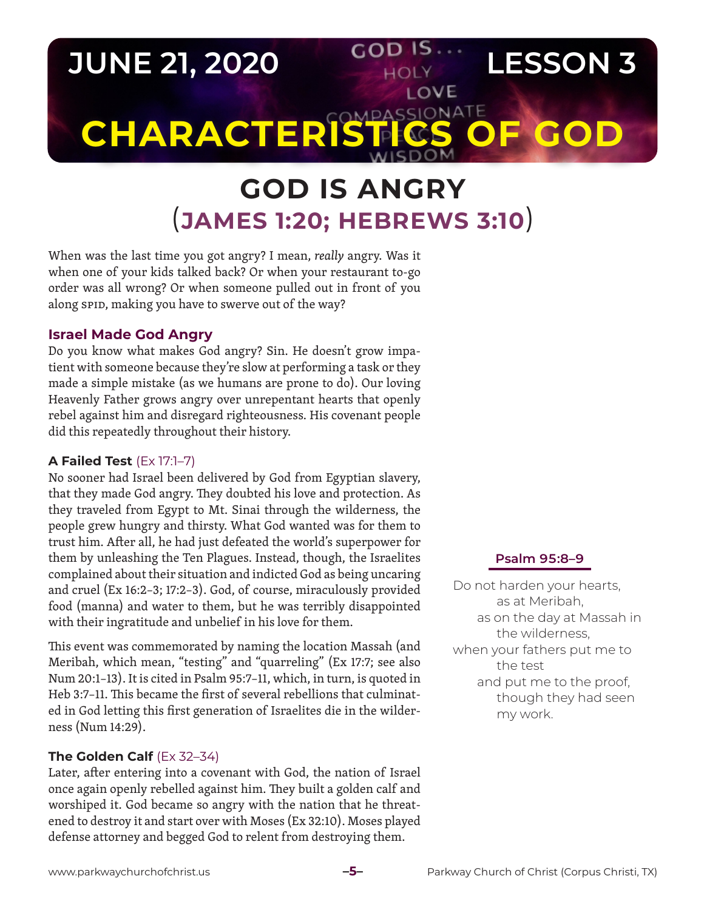# JUNE 21, 2020 — LESSON 3

# CHARACTERISTICS OF GOD

## GOD IS ANGRY (JAMES 1:20; HEBREWS 3:10)

When was the last time you got angry? I mean, *really* angry. Was it when one of your kids talked back? Or when your restaurant to-go order was all wrong? Or when someone pulled out in front of you along SPID, making you have to swerve out of the way?

### Israel Made God Angry

Do you know what makes God angry? Sin. He doesn't grow impatient with someone because they're slow at performing a task or they made a simple mistake (as we humans are prone to do). Our loving Heavenly Father grows angry over unrepentant hearts that openly rebel against him and disregard righteousness. His covenant people did this repeatedly throughout their history.

**A Failed Test** (Ex 17:1–7)

No sooner had Israel been delivered by God from Egyptian slavery, that they made God angry. They doubted his love and protection. As they traveled from Egypt to Mt. Sinai through the wilderness, the people grew hungry and thirsty. What God wanted was for them to trust him. After all, he had just defeated the world's superpower for them by unleashing the Ten Plagues. Instead, though, the Israelites complained about their situation and indicted God as being uncaring and cruel (Ex 16:2–3; 17:2–3). God, of course, miraculously provided food (manna) and water to them, but he was terribly disappointed with their ingratitude and unbelief in his love for them.

This event was commemorated by naming the location Massah (and Meribah, which mean, "testing" and "quarreling" (Ex 17:7; see also Num 20:1–13). It is cited in Psalm 95:7–11, which, in turn, is quoted in Heb 3:7–11. This became the first of several rebellions that culminated in God letting this first generation of Israelites die in the wilderness (Num 14:29).

**Psalm 95:8–9**

> Do not harden your hearts,
> as at Meribah,
> as on the day at Massah in the wilderness,
> when your fathers put me to the test
> and put me to the proof,
> though they had seen my work.

**The Golden Calf** (Ex 32–34)

Later, after entering into a covenant with God, the nation of Israel once again openly rebelled against him. They built a golden calf and worshiped it. God became so angry with the nation that he threatened to destroy it and start over with Moses (Ex 32:10). Moses played defense attorney and begged God to relent from destroying them.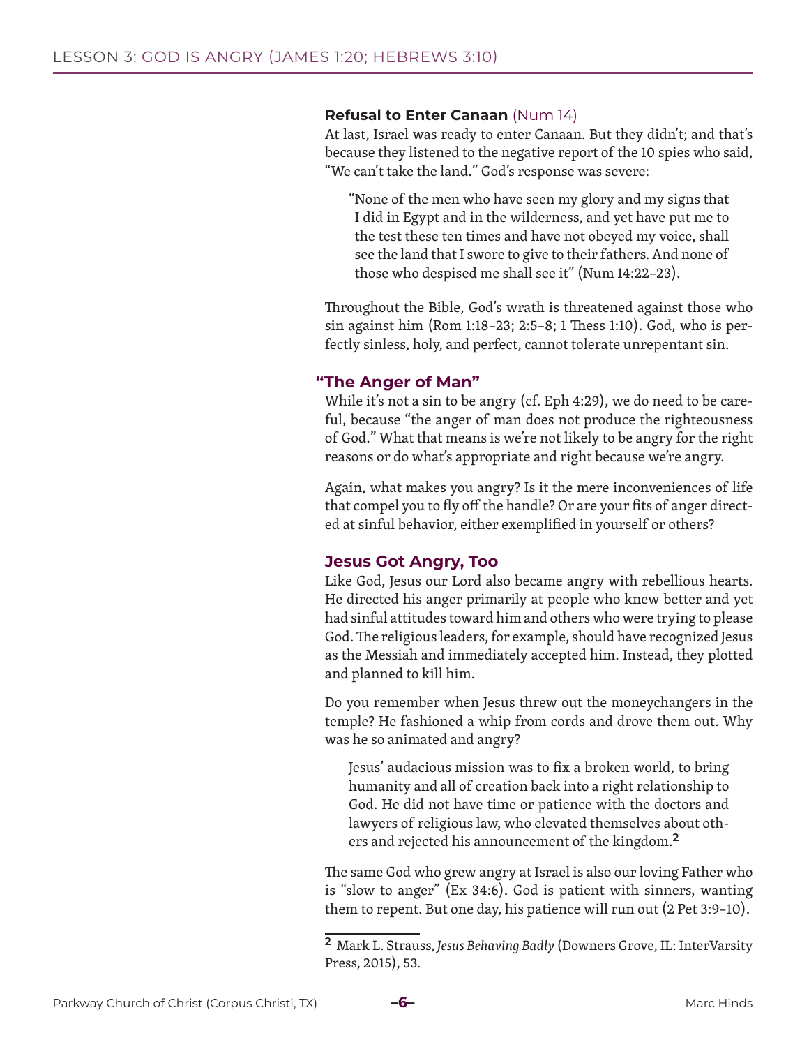**Refusal to Enter Canaan** (Num 14)

At last, Israel was ready to enter Canaan. But they didn't; and that's because they listened to the negative report of the 10 spies who said, "We can't take the land." God's response was severe:

> "None of the men who have seen my glory and my signs that I did in Egypt and in the wilderness, and yet have put me to the test these ten times and have not obeyed my voice, shall see the land that I swore to give to their fathers. And none of those who despised me shall see it" (Num 14:22–23).

Throughout the Bible, God's wrath is threatened against those who sin against him (Rom 1:18–23; 2:5–8; 1 Thess 1:10). God, who is perfectly sinless, holy, and perfect, cannot tolerate unrepentant sin.

## "The Anger of Man"

While it's not a sin to be angry (cf. Eph 4:29), we do need to be careful, because "the anger of man does not produce the righteousness of God." What that means is we're not likely to be angry for the right reasons or do what's appropriate and right because we're angry.

Again, what makes you angry? Is it the mere inconveniences of life that compel you to fly off the handle? Or are your fits of anger directed at sinful behavior, either exemplified in yourself or others?

## Jesus Got Angry, Too

Like God, Jesus our Lord also became angry with rebellious hearts. He directed his anger primarily at people who knew better and yet had sinful attitudes toward him and others who were trying to please God. The religious leaders, for example, should have recognized Jesus as the Messiah and immediately accepted him. Instead, they plotted and planned to kill him.

Do you remember when Jesus threw out the moneychangers in the temple? He fashioned a whip from cords and drove them out. Why was he so animated and angry?

> Jesus' audacious mission was to fix a broken world, to bring humanity and all of creation back into a right relationship to God. He did not have time or patience with the doctors and lawyers of religious law, who elevated themselves about others and rejected his announcement of the kingdom.[2]

The same God who grew angry at Israel is also our loving Father who is "slow to anger" (Ex 34:6). God is patient with sinners, wanting them to repent. But one day, his patience will run out (2 Pet 3:9–10).

---

[2] Mark L. Strauss, *Jesus Behaving Badly* (Downers Grove, IL: InterVarsity Press, 2015), 53.